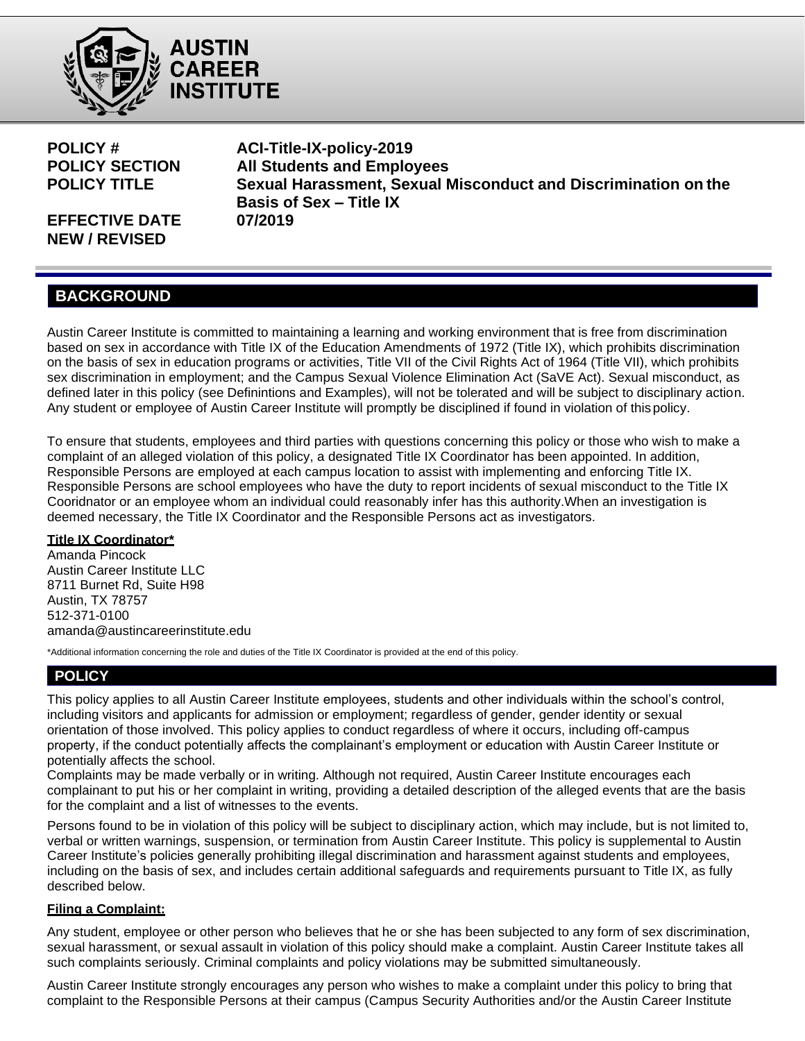**AUSTIN CAREER INSTITUTE**

| | |
|---|---|
| **POLICY #** | **ACI-Title-IX-policy-2019** |
| **POLICY SECTION** | **All Students and Employees** |
| **POLICY TITLE** | **Sexual Harassment, Sexual Misconduct and Discrimination on the Basis of Sex – Title IX** |
| **EFFECTIVE DATE** | **07/2019** |
| **NEW / REVISED** | |

## BACKGROUND

Austin Career Institute is committed to maintaining a learning and working environment that is free from discrimination based on sex in accordance with Title IX of the Education Amendments of 1972 (Title IX), which prohibits discrimination on the basis of sex in education programs or activities, Title VII of the Civil Rights Act of 1964 (Title VII), which prohibits sex discrimination in employment; and the Campus Sexual Violence Elimination Act (SaVE Act). Sexual misconduct, as defined later in this policy (see Definintions and Examples), will not be tolerated and will be subject to disciplinary action. Any student or employee of Austin Career Institute will promptly be disciplined if found in violation of this policy.

To ensure that students, employees and third parties with questions concerning this policy or those who wish to make a complaint of an alleged violation of this policy, a designated Title IX Coordinator has been appointed. In addition, Responsible Persons are employed at each campus location to assist with implementing and enforcing Title IX. Responsible Persons are school employees who have the duty to report incidents of sexual misconduct to the Title IX Cooridnator or an employee whom an individual could reasonably infer has this authority.When an investigation is deemed necessary, the Title IX Coordinator and the Responsible Persons act as investigators.

**Title IX Coordinator***

Amanda Pincock
Austin Career Institute LLC
8711 Burnet Rd, Suite H98
Austin, TX 78757
512-371-0100
amanda@austincareerinstitute.edu

*Additional information concerning the role and duties of the Title IX Coordinator is provided at the end of this policy.

## POLICY

This policy applies to all Austin Career Institute employees, students and other individuals within the school's control, including visitors and applicants for admission or employment; regardless of gender, gender identity or sexual orientation of those involved. This policy applies to conduct regardless of where it occurs, including off-campus property, if the conduct potentially affects the complainant's employment or education with Austin Career Institute or potentially affects the school.

Complaints may be made verbally or in writing. Although not required, Austin Career Institute encourages each complainant to put his or her complaint in writing, providing a detailed description of the alleged events that are the basis for the complaint and a list of witnesses to the events.

Persons found to be in violation of this policy will be subject to disciplinary action, which may include, but is not limited to, verbal or written warnings, suspension, or termination from Austin Career Institute. This policy is supplemental to Austin Career Institute's policies generally prohibiting illegal discrimination and harassment against students and employees, including on the basis of sex, and includes certain additional safeguards and requirements pursuant to Title IX, as fully described below.

### Filing a Complaint:

Any student, employee or other person who believes that he or she has been subjected to any form of sex discrimination, sexual harassment, or sexual assault in violation of this policy should make a complaint. Austin Career Institute takes all such complaints seriously. Criminal complaints and policy violations may be submitted simultaneously.

Austin Career Institute strongly encourages any person who wishes to make a complaint under this policy to bring that complaint to the Responsible Persons at their campus (Campus Security Authorities and/or the Austin Career Institute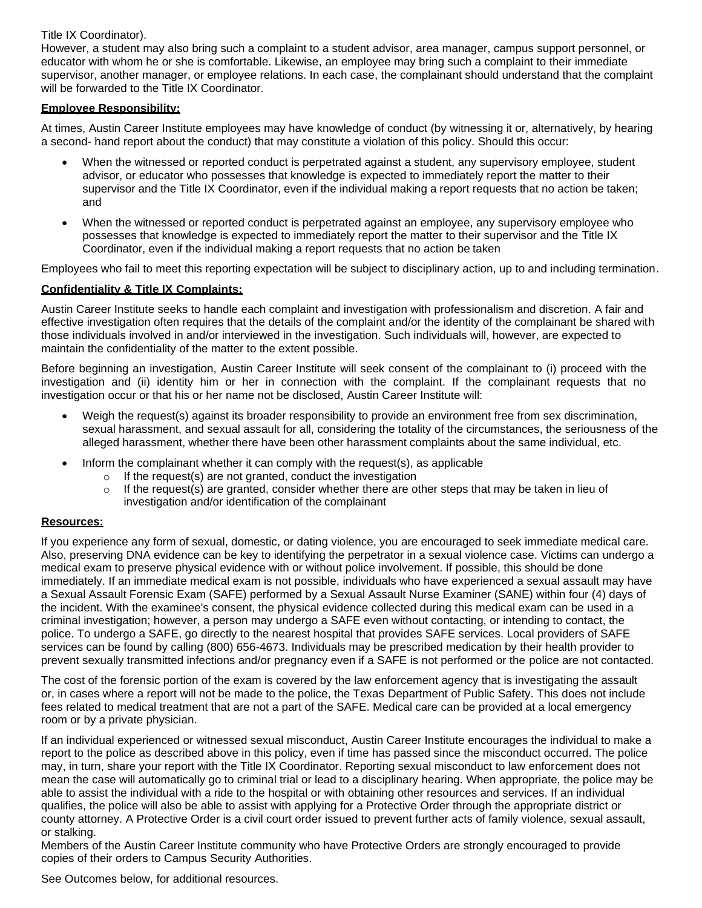Title IX Coordinator).
However, a student may also bring such a complaint to a student advisor, area manager, campus support personnel, or educator with whom he or she is comfortable. Likewise, an employee may bring such a complaint to their immediate supervisor, another manager, or employee relations. In each case, the complainant should understand that the complaint will be forwarded to the Title IX Coordinator.

**Employee Responsibility:**

At times, Austin Career Institute employees may have knowledge of conduct (by witnessing it or, alternatively, by hearing a second- hand report about the conduct) that may constitute a violation of this policy. Should this occur:

- When the witnessed or reported conduct is perpetrated against a student, any supervisory employee, student advisor, or educator who possesses that knowledge is expected to immediately report the matter to their supervisor and the Title IX Coordinator, even if the individual making a report requests that no action be taken; and
- When the witnessed or reported conduct is perpetrated against an employee, any supervisory employee who possesses that knowledge is expected to immediately report the matter to their supervisor and the Title IX Coordinator, even if the individual making a report requests that no action be taken

Employees who fail to meet this reporting expectation will be subject to disciplinary action, up to and including termination.

**Confidentiality & Title IX Complaints:**

Austin Career Institute seeks to handle each complaint and investigation with professionalism and discretion. A fair and effective investigation often requires that the details of the complaint and/or the identity of the complainant be shared with those individuals involved in and/or interviewed in the investigation. Such individuals will, however, are expected to maintain the confidentiality of the matter to the extent possible.

Before beginning an investigation, Austin Career Institute will seek consent of the complainant to (i) proceed with the investigation and (ii) identity him or her in connection with the complaint. If the complainant requests that no investigation occur or that his or her name not be disclosed, Austin Career Institute will:

- Weigh the request(s) against its broader responsibility to provide an environment free from sex discrimination, sexual harassment, and sexual assault for all, considering the totality of the circumstances, the seriousness of the alleged harassment, whether there have been other harassment complaints about the same individual, etc.
- Inform the complainant whether it can comply with the request(s), as applicable
  - If the request(s) are not granted, conduct the investigation
  - If the request(s) are granted, consider whether there are other steps that may be taken in lieu of investigation and/or identification of the complainant

**Resources:**

If you experience any form of sexual, domestic, or dating violence, you are encouraged to seek immediate medical care. Also, preserving DNA evidence can be key to identifying the perpetrator in a sexual violence case. Victims can undergo a medical exam to preserve physical evidence with or without police involvement. If possible, this should be done immediately. If an immediate medical exam is not possible, individuals who have experienced a sexual assault may have a Sexual Assault Forensic Exam (SAFE) performed by a Sexual Assault Nurse Examiner (SANE) within four (4) days of the incident. With the examinee's consent, the physical evidence collected during this medical exam can be used in a criminal investigation; however, a person may undergo a SAFE even without contacting, or intending to contact, the police. To undergo a SAFE, go directly to the nearest hospital that provides SAFE services. Local providers of SAFE services can be found by calling (800) 656-4673. Individuals may be prescribed medication by their health provider to prevent sexually transmitted infections and/or pregnancy even if a SAFE is not performed or the police are not contacted.

The cost of the forensic portion of the exam is covered by the law enforcement agency that is investigating the assault or, in cases where a report will not be made to the police, the Texas Department of Public Safety. This does not include fees related to medical treatment that are not a part of the SAFE. Medical care can be provided at a local emergency room or by a private physician.

If an individual experienced or witnessed sexual misconduct, Austin Career Institute encourages the individual to make a report to the police as described above in this policy, even if time has passed since the misconduct occurred. The police may, in turn, share your report with the Title IX Coordinator. Reporting sexual misconduct to law enforcement does not mean the case will automatically go to criminal trial or lead to a disciplinary hearing. When appropriate, the police may be able to assist the individual with a ride to the hospital or with obtaining other resources and services. If an individual qualifies, the police will also be able to assist with applying for a Protective Order through the appropriate district or county attorney. A Protective Order is a civil court order issued to prevent further acts of family violence, sexual assault, or stalking.
Members of the Austin Career Institute community who have Protective Orders are strongly encouraged to provide copies of their orders to Campus Security Authorities.

See Outcomes below, for additional resources.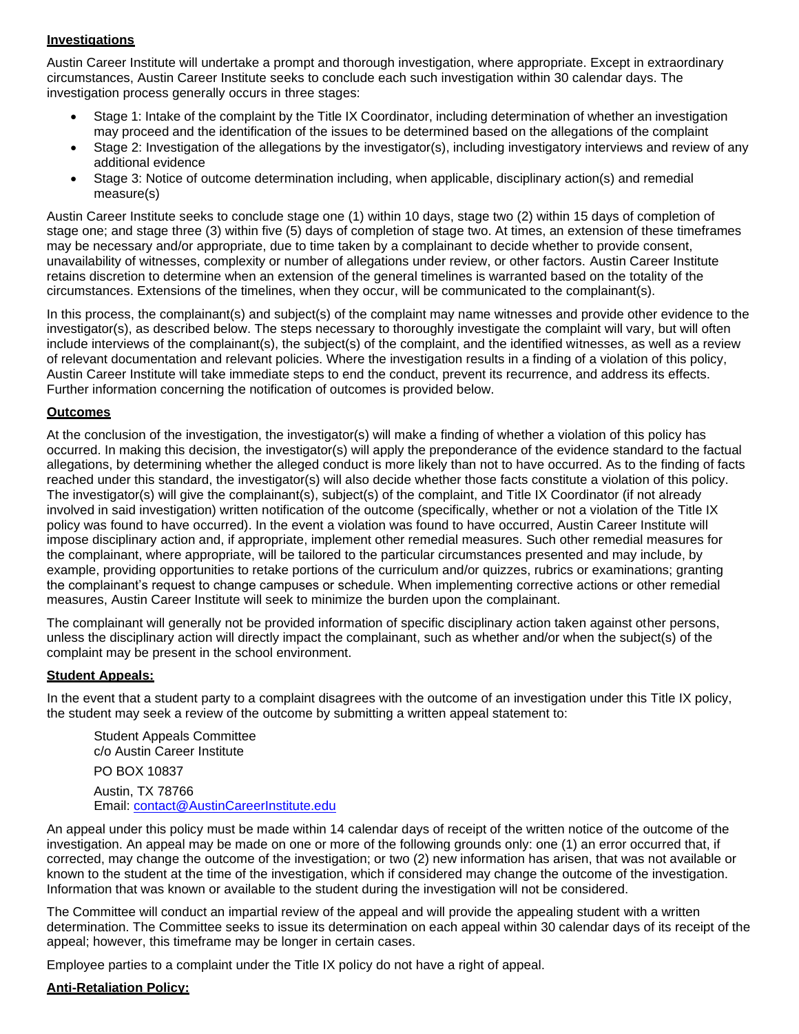**Investigations**

Austin Career Institute will undertake a prompt and thorough investigation, where appropriate. Except in extraordinary circumstances, Austin Career Institute seeks to conclude each such investigation within 30 calendar days. The investigation process generally occurs in three stages:

- Stage 1: Intake of the complaint by the Title IX Coordinator, including determination of whether an investigation may proceed and the identification of the issues to be determined based on the allegations of the complaint
- Stage 2: Investigation of the allegations by the investigator(s), including investigatory interviews and review of any additional evidence
- Stage 3: Notice of outcome determination including, when applicable, disciplinary action(s) and remedial measure(s)

Austin Career Institute seeks to conclude stage one (1) within 10 days, stage two (2) within 15 days of completion of stage one; and stage three (3) within five (5) days of completion of stage two. At times, an extension of these timeframes may be necessary and/or appropriate, due to time taken by a complainant to decide whether to provide consent, unavailability of witnesses, complexity or number of allegations under review, or other factors. Austin Career Institute retains discretion to determine when an extension of the general timelines is warranted based on the totality of the circumstances. Extensions of the timelines, when they occur, will be communicated to the complainant(s).

In this process, the complainant(s) and subject(s) of the complaint may name witnesses and provide other evidence to the investigator(s), as described below. The steps necessary to thoroughly investigate the complaint will vary, but will often include interviews of the complainant(s), the subject(s) of the complaint, and the identified witnesses, as well as a review of relevant documentation and relevant policies. Where the investigation results in a finding of a violation of this policy, Austin Career Institute will take immediate steps to end the conduct, prevent its recurrence, and address its effects. Further information concerning the notification of outcomes is provided below.

**Outcomes**

At the conclusion of the investigation, the investigator(s) will make a finding of whether a violation of this policy has occurred. In making this decision, the investigator(s) will apply the preponderance of the evidence standard to the factual allegations, by determining whether the alleged conduct is more likely than not to have occurred. As to the finding of facts reached under this standard, the investigator(s) will also decide whether those facts constitute a violation of this policy. The investigator(s) will give the complainant(s), subject(s) of the complaint, and Title IX Coordinator (if not already involved in said investigation) written notification of the outcome (specifically, whether or not a violation of the Title IX policy was found to have occurred). In the event a violation was found to have occurred, Austin Career Institute will impose disciplinary action and, if appropriate, implement other remedial measures. Such other remedial measures for the complainant, where appropriate, will be tailored to the particular circumstances presented and may include, by example, providing opportunities to retake portions of the curriculum and/or quizzes, rubrics or examinations; granting the complainant's request to change campuses or schedule. When implementing corrective actions or other remedial measures, Austin Career Institute will seek to minimize the burden upon the complainant.

The complainant will generally not be provided information of specific disciplinary action taken against other persons, unless the disciplinary action will directly impact the complainant, such as whether and/or when the subject(s) of the complaint may be present in the school environment.

**Student Appeals:**

In the event that a student party to a complaint disagrees with the outcome of an investigation under this Title IX policy, the student may seek a review of the outcome by submitting a written appeal statement to:

Student Appeals Committee
c/o Austin Career Institute
PO BOX 10837
Austin, TX 78766
Email: contact@AustinCareerInstitute.edu

An appeal under this policy must be made within 14 calendar days of receipt of the written notice of the outcome of the investigation. An appeal may be made on one or more of the following grounds only: one (1) an error occurred that, if corrected, may change the outcome of the investigation; or two (2) new information has arisen, that was not available or known to the student at the time of the investigation, which if considered may change the outcome of the investigation. Information that was known or available to the student during the investigation will not be considered.

The Committee will conduct an impartial review of the appeal and will provide the appealing student with a written determination. The Committee seeks to issue its determination on each appeal within 30 calendar days of its receipt of the appeal; however, this timeframe may be longer in certain cases.

Employee parties to a complaint under the Title IX policy do not have a right of appeal.

**Anti-Retaliation Policy:**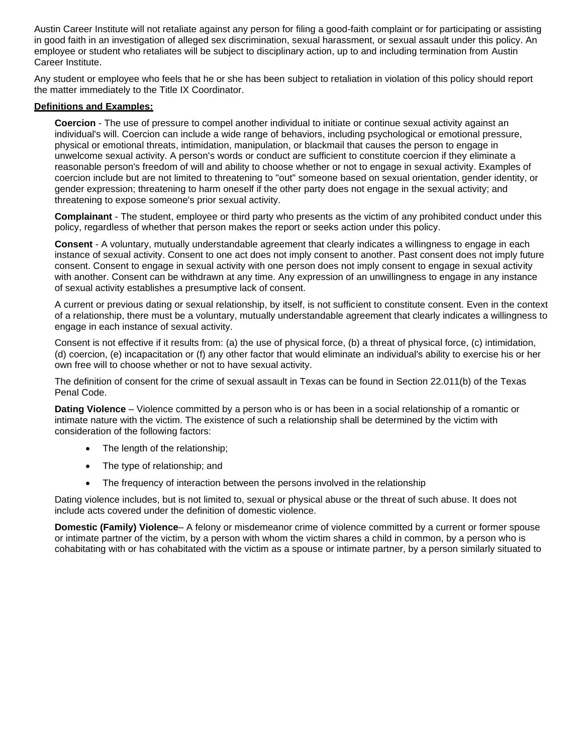Austin Career Institute will not retaliate against any person for filing a good-faith complaint or for participating or assisting in good faith in an investigation of alleged sex discrimination, sexual harassment, or sexual assault under this policy. An employee or student who retaliates will be subject to disciplinary action, up to and including termination from Austin Career Institute.

Any student or employee who feels that he or she has been subject to retaliation in violation of this policy should report the matter immediately to the Title IX Coordinator.

**Definitions and Examples:**

**Coercion** - The use of pressure to compel another individual to initiate or continue sexual activity against an individual's will. Coercion can include a wide range of behaviors, including psychological or emotional pressure, physical or emotional threats, intimidation, manipulation, or blackmail that causes the person to engage in unwelcome sexual activity. A person's words or conduct are sufficient to constitute coercion if they eliminate a reasonable person's freedom of will and ability to choose whether or not to engage in sexual activity. Examples of coercion include but are not limited to threatening to "out" someone based on sexual orientation, gender identity, or gender expression; threatening to harm oneself if the other party does not engage in the sexual activity; and threatening to expose someone's prior sexual activity.

**Complainant** - The student, employee or third party who presents as the victim of any prohibited conduct under this policy, regardless of whether that person makes the report or seeks action under this policy.

**Consent** - A voluntary, mutually understandable agreement that clearly indicates a willingness to engage in each instance of sexual activity. Consent to one act does not imply consent to another. Past consent does not imply future consent. Consent to engage in sexual activity with one person does not imply consent to engage in sexual activity with another. Consent can be withdrawn at any time. Any expression of an unwillingness to engage in any instance of sexual activity establishes a presumptive lack of consent.

A current or previous dating or sexual relationship, by itself, is not sufficient to constitute consent. Even in the context of a relationship, there must be a voluntary, mutually understandable agreement that clearly indicates a willingness to engage in each instance of sexual activity.

Consent is not effective if it results from: (a) the use of physical force, (b) a threat of physical force, (c) intimidation, (d) coercion, (e) incapacitation or (f) any other factor that would eliminate an individual's ability to exercise his or her own free will to choose whether or not to have sexual activity.

The definition of consent for the crime of sexual assault in Texas can be found in Section 22.011(b) of the Texas Penal Code.

**Dating Violence** – Violence committed by a person who is or has been in a social relationship of a romantic or intimate nature with the victim. The existence of such a relationship shall be determined by the victim with consideration of the following factors:

- The length of the relationship;
- The type of relationship; and
- The frequency of interaction between the persons involved in the relationship

Dating violence includes, but is not limited to, sexual or physical abuse or the threat of such abuse. It does not include acts covered under the definition of domestic violence.

**Domestic (Family) Violence**– A felony or misdemeanor crime of violence committed by a current or former spouse or intimate partner of the victim, by a person with whom the victim shares a child in common, by a person who is cohabitating with or has cohabitated with the victim as a spouse or intimate partner, by a person similarly situated to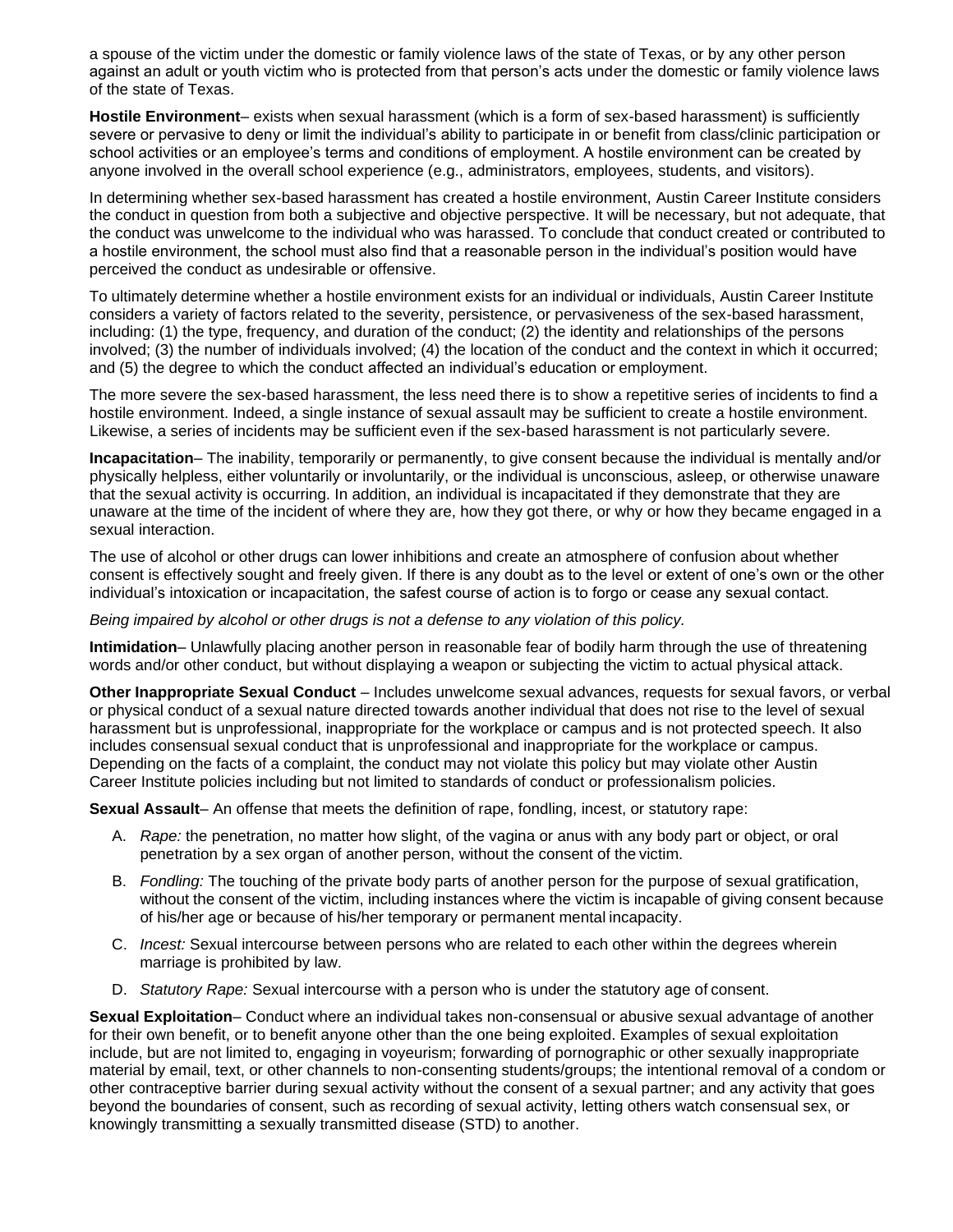a spouse of the victim under the domestic or family violence laws of the state of Texas, or by any other person against an adult or youth victim who is protected from that person's acts under the domestic or family violence laws of the state of Texas.

**Hostile Environment**– exists when sexual harassment (which is a form of sex-based harassment) is sufficiently severe or pervasive to deny or limit the individual's ability to participate in or benefit from class/clinic participation or school activities or an employee's terms and conditions of employment. A hostile environment can be created by anyone involved in the overall school experience (e.g., administrators, employees, students, and visitors).

In determining whether sex-based harassment has created a hostile environment, Austin Career Institute considers the conduct in question from both a subjective and objective perspective. It will be necessary, but not adequate, that the conduct was unwelcome to the individual who was harassed. To conclude that conduct created or contributed to a hostile environment, the school must also find that a reasonable person in the individual's position would have perceived the conduct as undesirable or offensive.

To ultimately determine whether a hostile environment exists for an individual or individuals, Austin Career Institute considers a variety of factors related to the severity, persistence, or pervasiveness of the sex-based harassment, including: (1) the type, frequency, and duration of the conduct; (2) the identity and relationships of the persons involved; (3) the number of individuals involved; (4) the location of the conduct and the context in which it occurred; and (5) the degree to which the conduct affected an individual's education or employment.

The more severe the sex-based harassment, the less need there is to show a repetitive series of incidents to find a hostile environment. Indeed, a single instance of sexual assault may be sufficient to create a hostile environment. Likewise, a series of incidents may be sufficient even if the sex-based harassment is not particularly severe.

**Incapacitation**– The inability, temporarily or permanently, to give consent because the individual is mentally and/or physically helpless, either voluntarily or involuntarily, or the individual is unconscious, asleep, or otherwise unaware that the sexual activity is occurring. In addition, an individual is incapacitated if they demonstrate that they are unaware at the time of the incident of where they are, how they got there, or why or how they became engaged in a sexual interaction.

The use of alcohol or other drugs can lower inhibitions and create an atmosphere of confusion about whether consent is effectively sought and freely given. If there is any doubt as to the level or extent of one's own or the other individual's intoxication or incapacitation, the safest course of action is to forgo or cease any sexual contact.

*Being impaired by alcohol or other drugs is not a defense to any violation of this policy.*

**Intimidation**– Unlawfully placing another person in reasonable fear of bodily harm through the use of threatening words and/or other conduct, but without displaying a weapon or subjecting the victim to actual physical attack.

**Other Inappropriate Sexual Conduct** – Includes unwelcome sexual advances, requests for sexual favors, or verbal or physical conduct of a sexual nature directed towards another individual that does not rise to the level of sexual harassment but is unprofessional, inappropriate for the workplace or campus and is not protected speech. It also includes consensual sexual conduct that is unprofessional and inappropriate for the workplace or campus. Depending on the facts of a complaint, the conduct may not violate this policy but may violate other Austin Career Institute policies including but not limited to standards of conduct or professionalism policies.

**Sexual Assault**– An offense that meets the definition of rape, fondling, incest, or statutory rape:

A. *Rape:* the penetration, no matter how slight, of the vagina or anus with any body part or object, or oral penetration by a sex organ of another person, without the consent of the victim.
B. *Fondling:* The touching of the private body parts of another person for the purpose of sexual gratification, without the consent of the victim, including instances where the victim is incapable of giving consent because of his/her age or because of his/her temporary or permanent mental incapacity.
C. *Incest:* Sexual intercourse between persons who are related to each other within the degrees wherein marriage is prohibited by law.
D. *Statutory Rape:* Sexual intercourse with a person who is under the statutory age of consent.

**Sexual Exploitation**– Conduct where an individual takes non-consensual or abusive sexual advantage of another for their own benefit, or to benefit anyone other than the one being exploited. Examples of sexual exploitation include, but are not limited to, engaging in voyeurism; forwarding of pornographic or other sexually inappropriate material by email, text, or other channels to non-consenting students/groups; the intentional removal of a condom or other contraceptive barrier during sexual activity without the consent of a sexual partner; and any activity that goes beyond the boundaries of consent, such as recording of sexual activity, letting others watch consensual sex, or knowingly transmitting a sexually transmitted disease (STD) to another.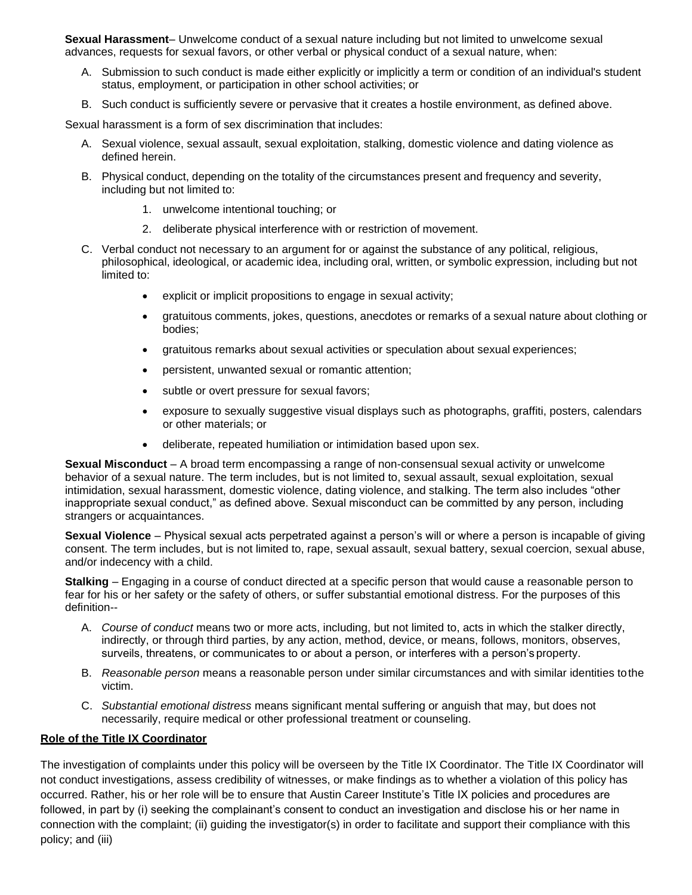**Sexual Harassment**– Unwelcome conduct of a sexual nature including but not limited to unwelcome sexual advances, requests for sexual favors, or other verbal or physical conduct of a sexual nature, when:

A. Submission to such conduct is made either explicitly or implicitly a term or condition of an individual's student status, employment, or participation in other school activities; or
B. Such conduct is sufficiently severe or pervasive that it creates a hostile environment, as defined above.

Sexual harassment is a form of sex discrimination that includes:

A. Sexual violence, sexual assault, sexual exploitation, stalking, domestic violence and dating violence as defined herein.
B. Physical conduct, depending on the totality of the circumstances present and frequency and severity, including but not limited to:
    1. unwelcome intentional touching; or
    2. deliberate physical interference with or restriction of movement.
C. Verbal conduct not necessary to an argument for or against the substance of any political, religious, philosophical, ideological, or academic idea, including oral, written, or symbolic expression, including but not limited to:
    - explicit or implicit propositions to engage in sexual activity;
    - gratuitous comments, jokes, questions, anecdotes or remarks of a sexual nature about clothing or bodies;
    - gratuitous remarks about sexual activities or speculation about sexual experiences;
    - persistent, unwanted sexual or romantic attention;
    - subtle or overt pressure for sexual favors;
    - exposure to sexually suggestive visual displays such as photographs, graffiti, posters, calendars or other materials; or
    - deliberate, repeated humiliation or intimidation based upon sex.

**Sexual Misconduct** – A broad term encompassing a range of non-consensual sexual activity or unwelcome behavior of a sexual nature. The term includes, but is not limited to, sexual assault, sexual exploitation, sexual intimidation, sexual harassment, domestic violence, dating violence, and stalking. The term also includes "other inappropriate sexual conduct," as defined above. Sexual misconduct can be committed by any person, including strangers or acquaintances.

**Sexual Violence** – Physical sexual acts perpetrated against a person's will or where a person is incapable of giving consent. The term includes, but is not limited to, rape, sexual assault, sexual battery, sexual coercion, sexual abuse, and/or indecency with a child.

**Stalking** – Engaging in a course of conduct directed at a specific person that would cause a reasonable person to fear for his or her safety or the safety of others, or suffer substantial emotional distress. For the purposes of this definition--

A. *Course of conduct* means two or more acts, including, but not limited to, acts in which the stalker directly, indirectly, or through third parties, by any action, method, device, or means, follows, monitors, observes, surveils, threatens, or communicates to or about a person, or interferes with a person's property.
B. *Reasonable person* means a reasonable person under similar circumstances and with similar identities to the victim.
C. *Substantial emotional distress* means significant mental suffering or anguish that may, but does not necessarily, require medical or other professional treatment or counseling.

**Role of the Title IX Coordinator**

The investigation of complaints under this policy will be overseen by the Title IX Coordinator. The Title IX Coordinator will not conduct investigations, assess credibility of witnesses, or make findings as to whether a violation of this policy has occurred. Rather, his or her role will be to ensure that Austin Career Institute's Title IX policies and procedures are followed, in part by (i) seeking the complainant's consent to conduct an investigation and disclose his or her name in connection with the complaint; (ii) guiding the investigator(s) in order to facilitate and support their compliance with this policy; and (iii)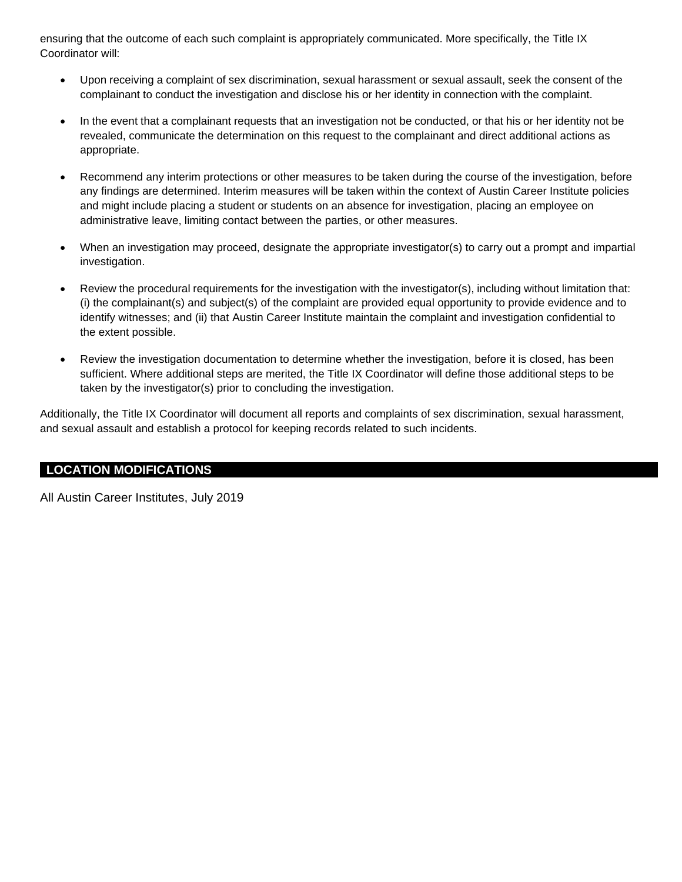ensuring that the outcome of each such complaint is appropriately communicated. More specifically, the Title IX Coordinator will:

- Upon receiving a complaint of sex discrimination, sexual harassment or sexual assault, seek the consent of the complainant to conduct the investigation and disclose his or her identity in connection with the complaint.
- In the event that a complainant requests that an investigation not be conducted, or that his or her identity not be revealed, communicate the determination on this request to the complainant and direct additional actions as appropriate.
- Recommend any interim protections or other measures to be taken during the course of the investigation, before any findings are determined. Interim measures will be taken within the context of Austin Career Institute policies and might include placing a student or students on an absence for investigation, placing an employee on administrative leave, limiting contact between the parties, or other measures.
- When an investigation may proceed, designate the appropriate investigator(s) to carry out a prompt and impartial investigation.
- Review the procedural requirements for the investigation with the investigator(s), including without limitation that: (i) the complainant(s) and subject(s) of the complaint are provided equal opportunity to provide evidence and to identify witnesses; and (ii) that Austin Career Institute maintain the complaint and investigation confidential to the extent possible.
- Review the investigation documentation to determine whether the investigation, before it is closed, has been sufficient. Where additional steps are merited, the Title IX Coordinator will define those additional steps to be taken by the investigator(s) prior to concluding the investigation.

Additionally, the Title IX Coordinator will document all reports and complaints of sex discrimination, sexual harassment, and sexual assault and establish a protocol for keeping records related to such incidents.

## LOCATION MODIFICATIONS

All Austin Career Institutes, July 2019